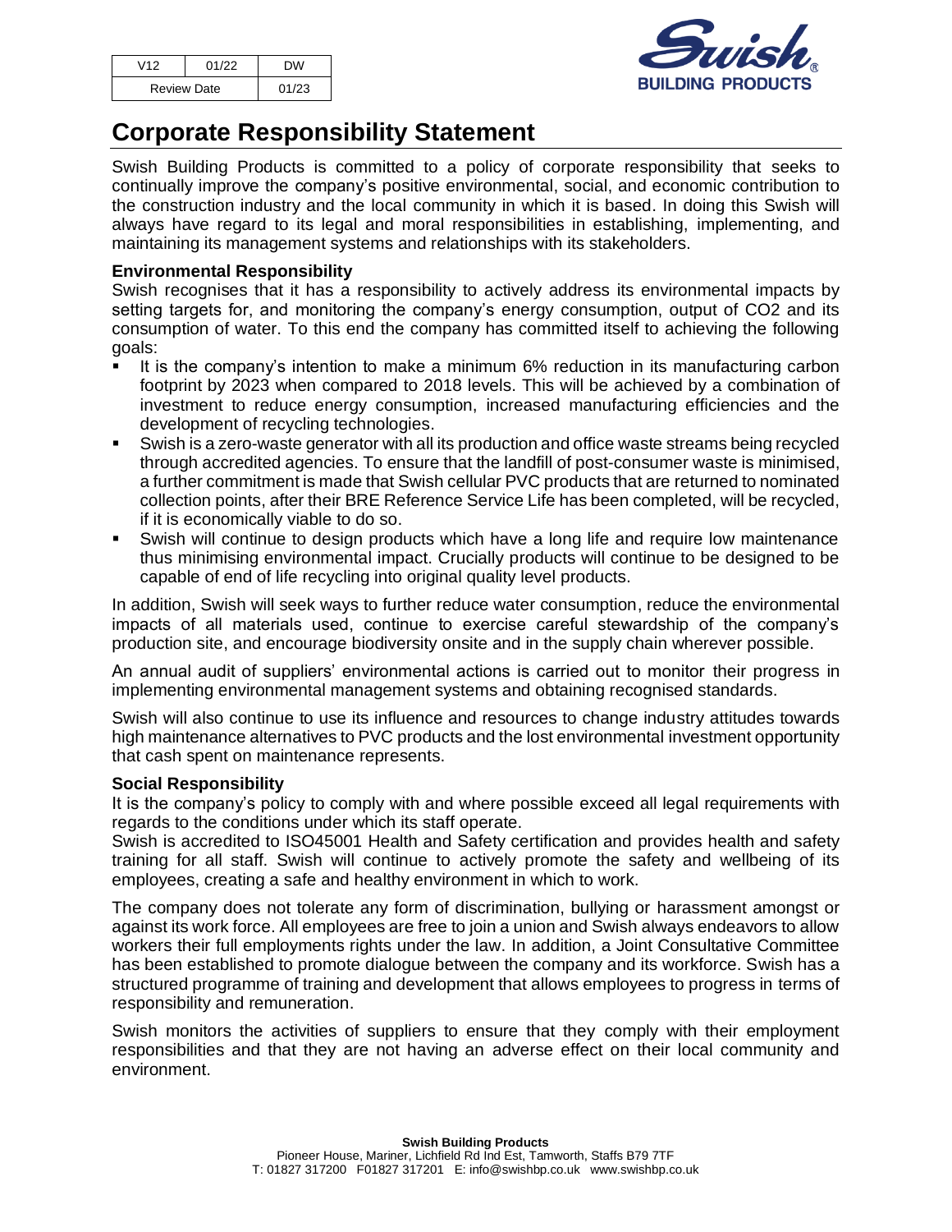| V12 | 01/22 | DW |
| --- | --- | --- |
| Review Date | | 01/23 |

# Corporate Responsibility Statement

Swish Building Products is committed to a policy of corporate responsibility that seeks to continually improve the company's positive environmental, social, and economic contribution to the construction industry and the local community in which it is based. In doing this Swish will always have regard to its legal and moral responsibilities in establishing, implementing, and maintaining its management systems and relationships with its stakeholders.

**Environmental Responsibility**

Swish recognises that it has a responsibility to actively address its environmental impacts by setting targets for, and monitoring the company's energy consumption, output of $CO_2$ and its consumption of water. To this end the company has committed itself to achieving the following goals:

- It is the company's intention to make a minimum 6% reduction in its manufacturing carbon footprint by 2023 when compared to 2018 levels. This will be achieved by a combination of investment to reduce energy consumption, increased manufacturing efficiencies and the development of recycling technologies.
- Swish is a zero-waste generator with all its production and office waste streams being recycled through accredited agencies. To ensure that the landfill of post-consumer waste is minimised, a further commitment is made that Swish cellular PVC products that are returned to nominated collection points, after their BRE Reference Service Life has been completed, will be recycled, if it is economically viable to do so.
- Swish will continue to design products which have a long life and require low maintenance thus minimising environmental impact. Crucially products will continue to be designed to be capable of end of life recycling into original quality level products.

In addition, Swish will seek ways to further reduce water consumption, reduce the environmental impacts of all materials used, continue to exercise careful stewardship of the company's production site, and encourage biodiversity onsite and in the supply chain wherever possible.

An annual audit of suppliers' environmental actions is carried out to monitor their progress in implementing environmental management systems and obtaining recognised standards.

Swish will also continue to use its influence and resources to change industry attitudes towards high maintenance alternatives to PVC products and the lost environmental investment opportunity that cash spent on maintenance represents.

**Social Responsibility**

It is the company's policy to comply with and where possible exceed all legal requirements with regards to the conditions under which its staff operate.

Swish is accredited to ISO45001 Health and Safety certification and provides health and safety training for all staff. Swish will continue to actively promote the safety and wellbeing of its employees, creating a safe and healthy environment in which to work.

The company does not tolerate any form of discrimination, bullying or harassment amongst or against its work force. All employees are free to join a union and Swish always endeavors to allow workers their full employments rights under the law. In addition, a Joint Consultative Committee has been established to promote dialogue between the company and its workforce. Swish has a structured programme of training and development that allows employees to progress in terms of responsibility and remuneration.

Swish monitors the activities of suppliers to ensure that they comply with their employment responsibilities and that they are not having an adverse effect on their local community and environment.

**Swish Building Products**
Pioneer House, Mariner, Lichfield Rd Ind Est, Tamworth, Staffs B79 7TF
T: 01827 317200 F01827 317201 E: info@swishbp.co.uk www.swishbp.co.uk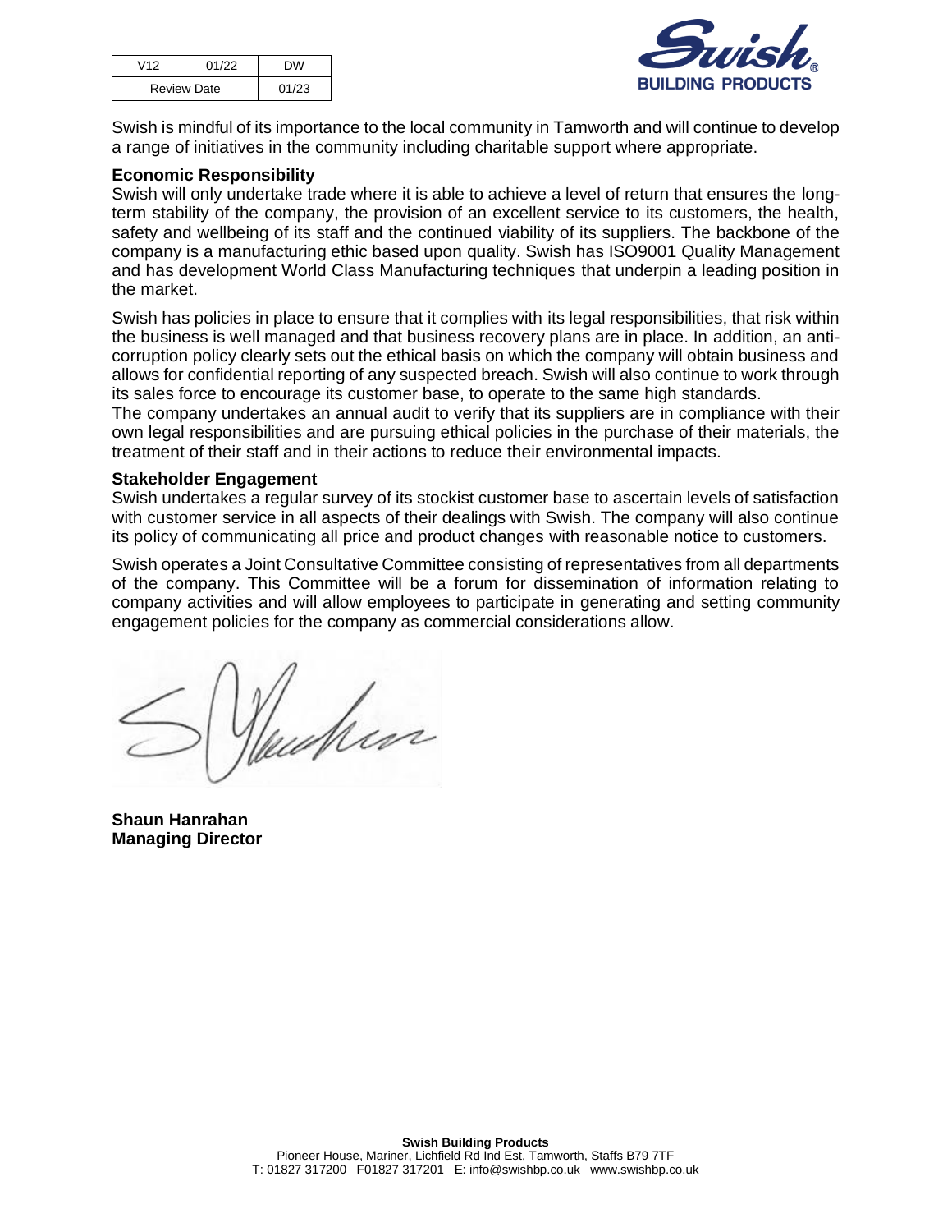| | | |
|---|---|---|
| V12 | 01/22 | DW |
| Review Date | | 01/23 |

Swish is mindful of its importance to the local community in Tamworth and will continue to develop a range of initiatives in the community including charitable support where appropriate.

**Economic Responsibility**

Swish will only undertake trade where it is able to achieve a level of return that ensures the long-term stability of the company, the provision of an excellent service to its customers, the health, safety and wellbeing of its staff and the continued viability of its suppliers. The backbone of the company is a manufacturing ethic based upon quality. Swish has ISO9001 Quality Management and has development World Class Manufacturing techniques that underpin a leading position in the market.

Swish has policies in place to ensure that it complies with its legal responsibilities, that risk within the business is well managed and that business recovery plans are in place. In addition, an anti-corruption policy clearly sets out the ethical basis on which the company will obtain business and allows for confidential reporting of any suspected breach. Swish will also continue to work through its sales force to encourage its customer base, to operate to the same high standards.
The company undertakes an annual audit to verify that its suppliers are in compliance with their own legal responsibilities and are pursuing ethical policies in the purchase of their materials, the treatment of their staff and in their actions to reduce their environmental impacts.

**Stakeholder Engagement**

Swish undertakes a regular survey of its stockist customer base to ascertain levels of satisfaction with customer service in all aspects of their dealings with Swish. The company will also continue its policy of communicating all price and product changes with reasonable notice to customers.

Swish operates a Joint Consultative Committee consisting of representatives from all departments of the company. This Committee will be a forum for dissemination of information relating to company activities and will allow employees to participate in generating and setting community engagement policies for the company as commercial considerations allow.

**Shaun Hanrahan**
**Managing Director**

**Swish Building Products**
Pioneer House, Mariner, Lichfield Rd Ind Est, Tamworth, Staffs B79 7TF
T: 01827 317200 F01827 317201 E: info@swishbp.co.uk www.swishbp.co.uk